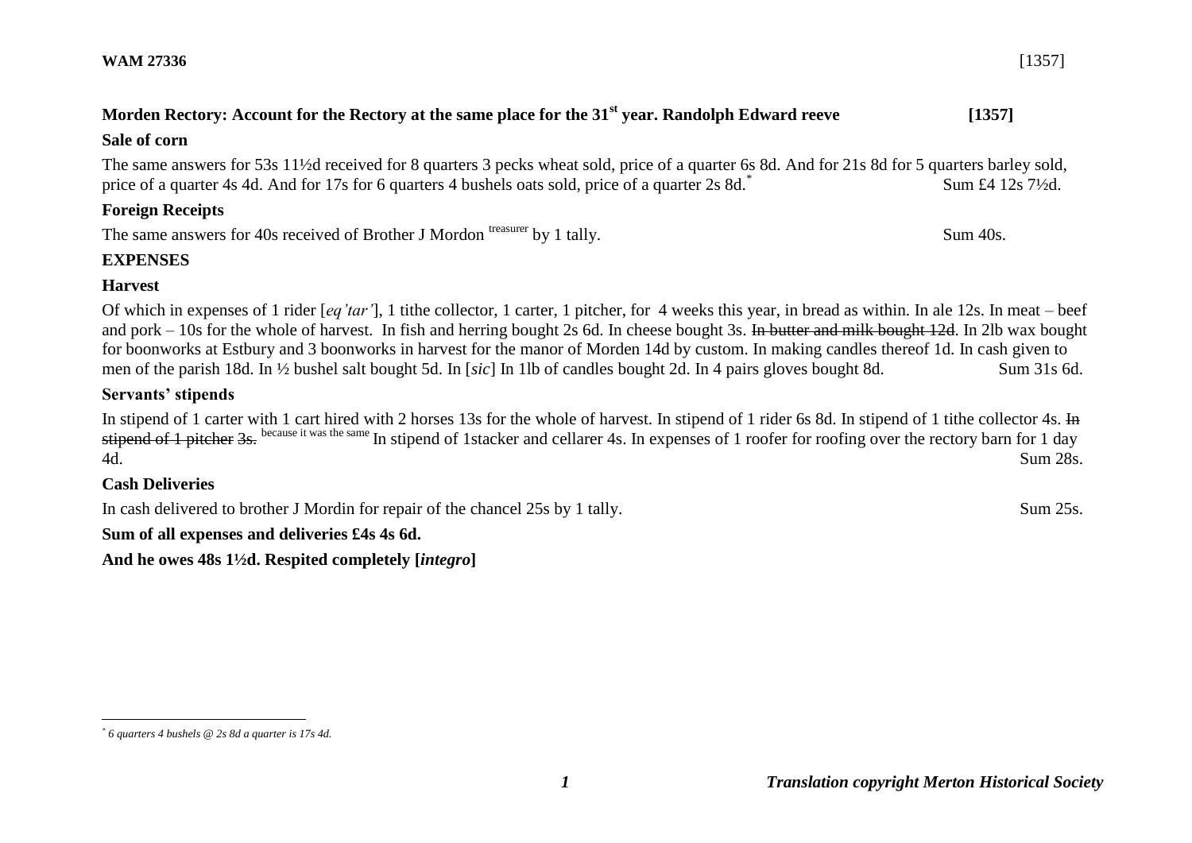**WAM 27336** [1357]

## Morden Rectory: Account for the Rectory at the same place for the 31st year. Randolph Edward reeve [1357]

### Sale of corn

The same answers for 53s 11½d received for 8 quarters 3 pecks wheat sold, price of a quarter 6s 8d. And for 21s 8d for 5 quarters barley sold, price of a quarter 4s 4d. And for 17s for 6 quarters 4 bushels oats sold, price of a quarter 2s 8d.* Sum £4 12s 7½d.

### Foreign Receipts

The same answers for 40s received of Brother J Mordon treasurer by 1 tally. Sum 40s.

### EXPENSES

### Harvest

Of which in expenses of 1 rider [*eq'tar'*], 1 tithe collector, 1 carter, 1 pitcher, for 4 weeks this year, in bread as within. In ale 12s. In meat – beef and pork – 10s for the whole of harvest. In fish and herring bought 2s 6d. In cheese bought 3s. ~~In butter and milk bought 12d~~. In 2lb wax bought for boonworks at Estbury and 3 boonworks in harvest for the manor of Morden 14d by custom. In making candles thereof 1d. In cash given to men of the parish 18d. In ½ bushel salt bought 5d. In [*sic*] In 1lb of candles bought 2d. In 4 pairs gloves bought 8d. Sum 31s 6d.

### Servants' stipends

In stipend of 1 carter with 1 cart hired with 2 horses 13s for the whole of harvest. In stipend of 1 rider 6s 8d. In stipend of 1 tithe collector 4s. ~~In stipend of 1 pitcher 3s.~~ because it was the same In stipend of 1stacker and cellarer 4s. In expenses of 1 roofer for roofing over the rectory barn for 1 day 4d. Sum 28s.

### Cash Deliveries

In cash delivered to brother J Mordin for repair of the chancel 25s by 1 tally. Sum 25s.

**Sum of all expenses and deliveries £4s 4s 6d.**

**And he owes 48s 1½d. Respited completely [*integro*]**

---

\* *6 quarters 4 bushels @ 2s 8d a quarter is 17s 4d.*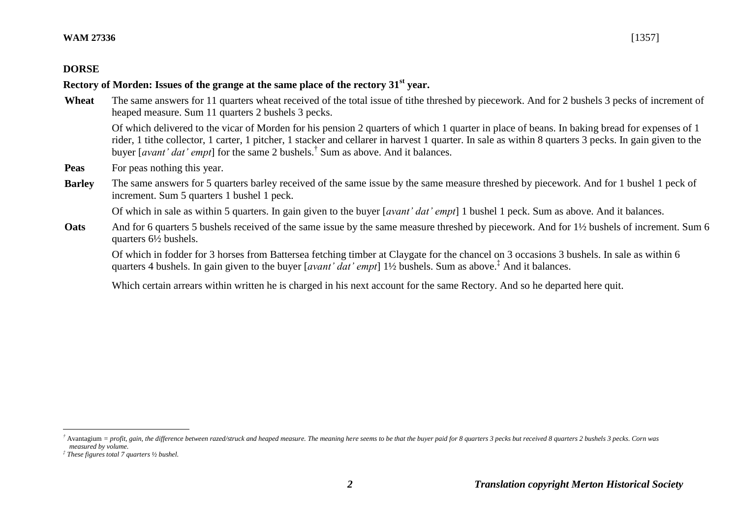**WAM 27336** [1357]

**DORSE**

**Rectory of Morden: Issues of the grange at the same place of the rectory 31st year.**

**Wheat** The same answers for 11 quarters wheat received of the total issue of tithe threshed by piecework. And for 2 bushels 3 pecks of increment of heaped measure. Sum 11 quarters 2 bushels 3 pecks.

Of which delivered to the vicar of Morden for his pension 2 quarters of which 1 quarter in place of beans. In baking bread for expenses of 1 rider, 1 tithe collector, 1 carter, 1 pitcher, 1 stacker and cellarer in harvest 1 quarter. In sale as within 8 quarters 3 pecks. In gain given to the buyer [*avant' dat' empt*] for the same 2 bushels.[†] Sum as above. And it balances.

**Peas** For peas nothing this year.

**Barley** The same answers for 5 quarters barley received of the same issue by the same measure threshed by piecework. And for 1 bushel 1 peck of increment. Sum 5 quarters 1 bushel 1 peck.

Of which in sale as within 5 quarters. In gain given to the buyer [*avant' dat' empt*] 1 bushel 1 peck. Sum as above. And it balances.

**Oats** And for 6 quarters 5 bushels received of the same issue by the same measure threshed by piecework. And for 1½ bushels of increment. Sum 6 quarters 6½ bushels.

Of which in fodder for 3 horses from Battersea fetching timber at Claygate for the chancel on 3 occasions 3 bushels. In sale as within 6 quarters 4 bushels. In gain given to the buyer [*avant' dat' empt*] 1½ bushels. Sum as above.[‡] And it balances.

Which certain arrears within written he is charged in his next account for the same Rectory. And so he departed here quit.

---

[†] Avantagium = *profit, gain, the difference between razed/struck and heaped measure. The meaning here seems to be that the buyer paid for 8 quarters 3 pecks but received 8 quarters 2 bushels 3 pecks. Corn was measured by volume.*

[‡] *These figures total 7 quarters ½ bushel.*

***Translation copyright Merton Historical Society***